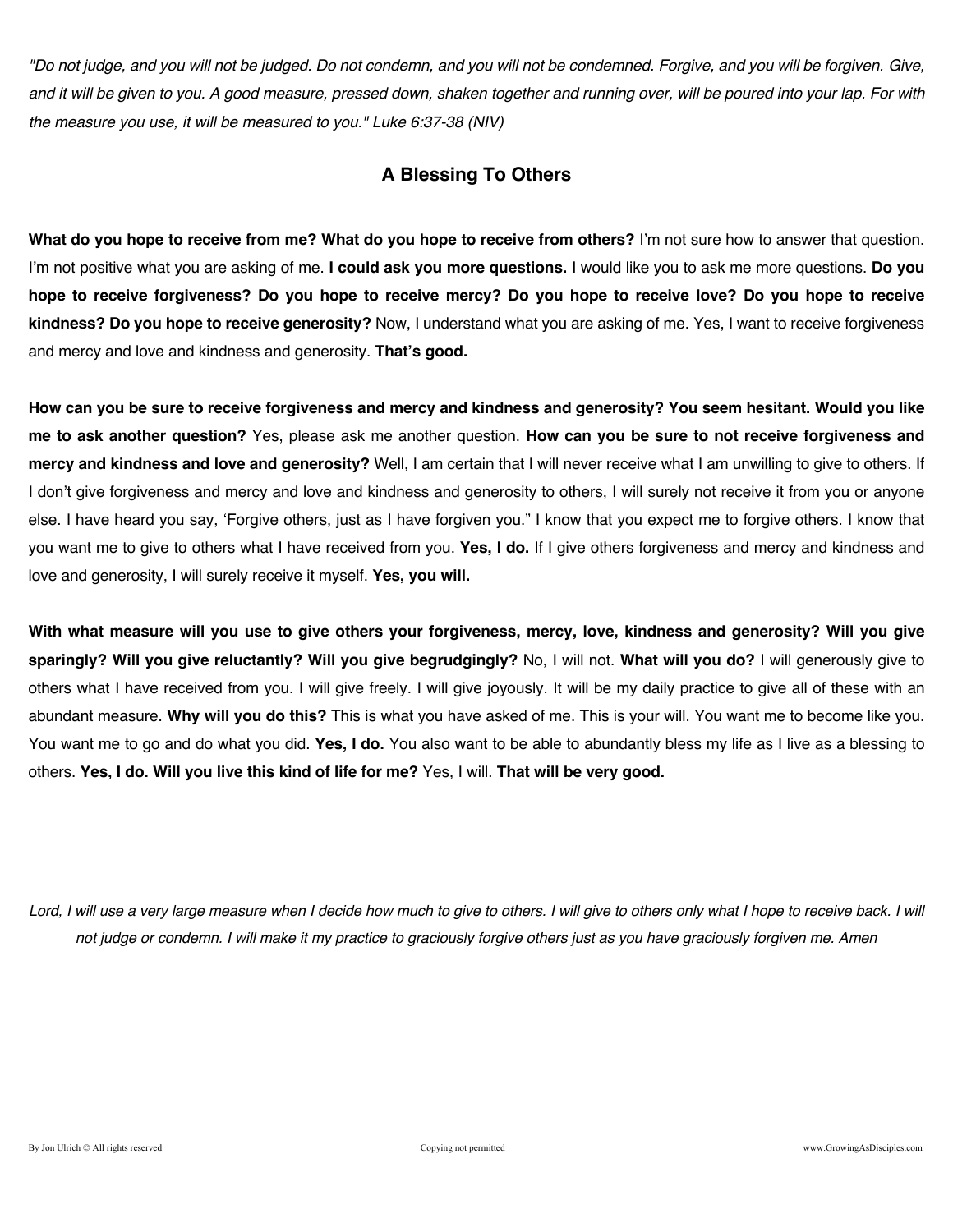*"Do not judge, and you will not be judged. Do not condemn, and you will not be condemned. Forgive, and you will be forgiven. Give, and it will be given to you. A good measure, pressed down, shaken together and running over, will be poured into your lap. For with the measure you use, it will be measured to you." Luke 6:37-38 (NIV)*

## A Blessing To Others

**What do you hope to receive from me? What do you hope to receive from others?** I'm not sure how to answer that question. I'm not positive what you are asking of me. **I could ask you more questions.** I would like you to ask me more questions. **Do you hope to receive forgiveness? Do you hope to receive mercy? Do you hope to receive love? Do you hope to receive kindness? Do you hope to receive generosity?** Now, I understand what you are asking of me. Yes, I want to receive forgiveness and mercy and love and kindness and generosity. **That's good.**

**How can you be sure to receive forgiveness and mercy and kindness and generosity? You seem hesitant. Would you like me to ask another question?** Yes, please ask me another question. **How can you be sure to not receive forgiveness and mercy and kindness and love and generosity?** Well, I am certain that I will never receive what I am unwilling to give to others. If I don't give forgiveness and mercy and love and kindness and generosity to others, I will surely not receive it from you or anyone else. I have heard you say, 'Forgive others, just as I have forgiven you." I know that you expect me to forgive others. I know that you want me to give to others what I have received from you. **Yes, I do.** If I give others forgiveness and mercy and kindness and love and generosity, I will surely receive it myself. **Yes, you will.**

**With what measure will you use to give others your forgiveness, mercy, love, kindness and generosity? Will you give sparingly? Will you give reluctantly? Will you give begrudgingly?** No, I will not. **What will you do?** I will generously give to others what I have received from you. I will give freely. I will give joyously. It will be my daily practice to give all of these with an abundant measure. **Why will you do this?** This is what you have asked of me. This is your will. You want me to become like you. You want me to go and do what you did. **Yes, I do.** You also want to be able to abundantly bless my life as I live as a blessing to others. **Yes, I do. Will you live this kind of life for me?** Yes, I will. **That will be very good.**

*Lord, I will use a very large measure when I decide how much to give to others. I will give to others only what I hope to receive back. I will not judge or condemn. I will make it my practice to graciously forgive others just as you have graciously forgiven me. Amen*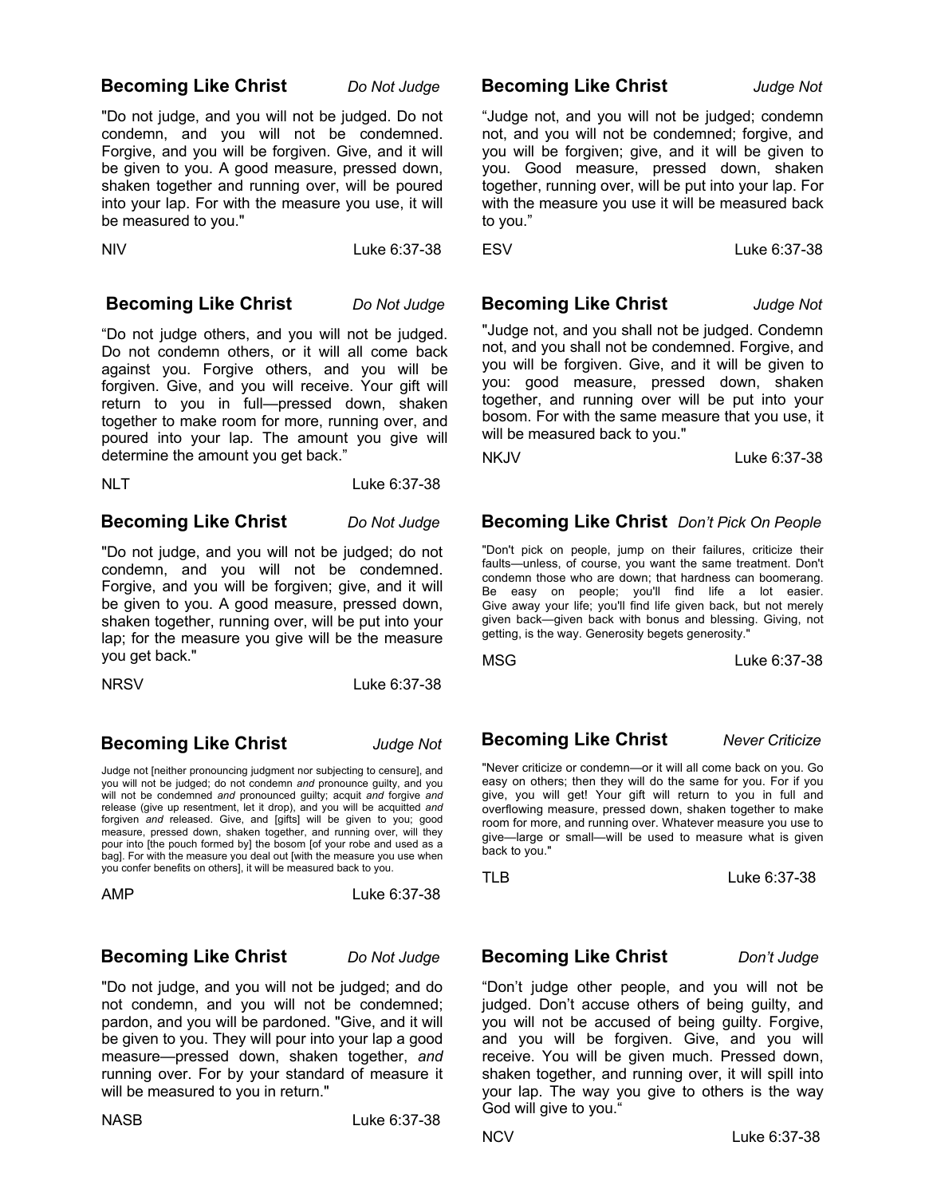**Becoming Like Christ** *Do Not Judge*

"Do not judge, and you will not be judged. Do not condemn, and you will not be condemned. Forgive, and you will be forgiven. Give, and it will be given to you. A good measure, pressed down, shaken together and running over, will be poured into your lap. For with the measure you use, it will be measured to you."

NIV Luke 6:37-38

**Becoming Like Christ** *Judge Not*

"Judge not, and you will not be judged; condemn not, and you will not be condemned; forgive, and you will be forgiven; give, and it will be given to you. Good measure, pressed down, shaken together, running over, will be put into your lap. For with the measure you use it will be measured back to you."

ESV Luke 6:37-38

**Becoming Like Christ** *Do Not Judge*

"Do not judge others, and you will not be judged. Do not condemn others, or it will all come back against you. Forgive others, and you will be forgiven. Give, and you will receive. Your gift will return to you in full—pressed down, shaken together to make room for more, running over, and poured into your lap. The amount you give will determine the amount you get back."

NLT Luke 6:37-38

**Becoming Like Christ** *Judge Not*

"Judge not, and you shall not be judged. Condemn not, and you shall not be condemned. Forgive, and you will be forgiven. Give, and it will be given to you: good measure, pressed down, shaken together, and running over will be put into your bosom. For with the same measure that you use, it will be measured back to you."

NKJV Luke 6:37-38

**Becoming Like Christ** *Do Not Judge*

"Do not judge, and you will not be judged; do not condemn, and you will not be condemned. Forgive, and you will be forgiven; give, and it will be given to you. A good measure, pressed down, shaken together, running over, will be put into your lap; for the measure you give will be the measure you get back."

NRSV Luke 6:37-38

**Becoming Like Christ** *Don't Pick On People*

"Don't pick on people, jump on their failures, criticize their faults—unless, of course, you want the same treatment. Don't condemn those who are down; that hardness can boomerang. Be easy on people; you'll find life a lot easier. Give away your life; you'll find life given back, but not merely given back—given back with bonus and blessing. Giving, not getting, is the way. Generosity begets generosity."

MSG Luke 6:37-38

**Becoming Like Christ** *Judge Not*

Judge not [neither pronouncing judgment nor subjecting to censure], and you will not be judged; do not condemn *and* pronounce guilty, and you will not be condemned *and* pronounced guilty; acquit *and* forgive *and* release (give up resentment, let it drop), and you will be acquitted *and* forgiven *and* released. Give, and [gifts] will be given to you; good measure, pressed down, shaken together, and running over, will they pour into [the pouch formed by] the bosom [of your robe and used as a bag]. For with the measure you deal out [with the measure you use when you confer benefits on others], it will be measured back to you.

AMP Luke 6:37-38

**Becoming Like Christ** *Never Criticize*

"Never criticize or condemn—or it will all come back on you. Go easy on others; then they will do the same for you. For if you give, you will get! Your gift will return to you in full and overflowing measure, pressed down, shaken together to make room for more, and running over. Whatever measure you use to give—large or small—will be used to measure what is given back to you."

TLB Luke 6:37-38

**Becoming Like Christ** *Do Not Judge*

"Do not judge, and you will not be judged; and do not condemn, and you will not be condemned; pardon, and you will be pardoned. "Give, and it will be given to you. They will pour into your lap a good measure—pressed down, shaken together, *and* running over. For by your standard of measure it will be measured to you in return."

NASB Luke 6:37-38

**Becoming Like Christ** *Don't Judge*

"Don't judge other people, and you will not be judged. Don't accuse others of being guilty, and you will not be accused of being guilty. Forgive, and you will be forgiven. Give, and you will receive. You will be given much. Pressed down, shaken together, and running over, it will spill into your lap. The way you give to others is the way God will give to you."

NCV Luke 6:37-38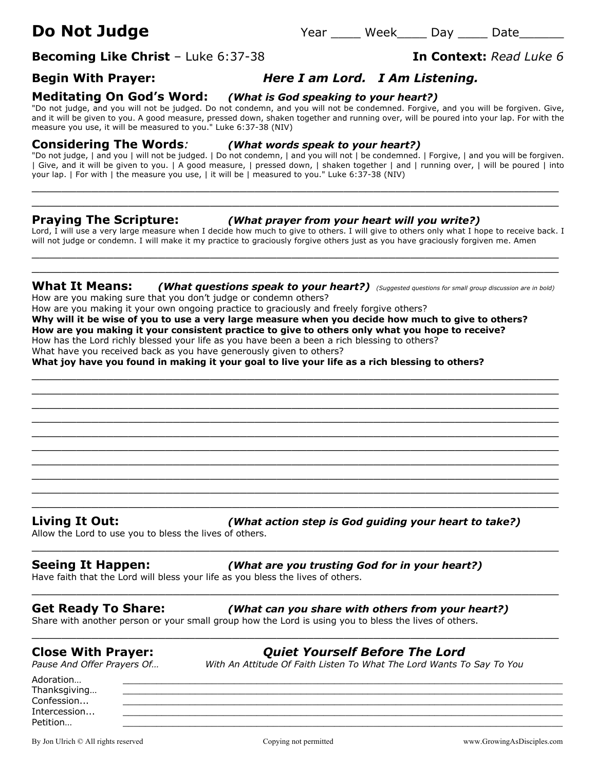# Do Not Judge

Year ____ Week____ Day ____ Date______

**Becoming Like Christ** – Luke 6:37-38 **In Context:** *Read Luke 6*

## Begin With Prayer: *Here I am Lord. I Am Listening.*

## Meditating On God's Word: *(What is God speaking to your heart?)*

"Do not judge, and you will not be judged. Do not condemn, and you will not be condemned. Forgive, and you will be forgiven. Give, and it will be given to you. A good measure, pressed down, shaken together and running over, will be poured into your lap. For with the measure you use, it will be measured to you." Luke 6:37-38 (NIV)

## Considering The Words: *(What words speak to your heart?)*

"Do not judge, | and you | will not be judged. | Do not condemn, | and you will not | be condemned. | Forgive, | and you will be forgiven. | Give, and it will be given to you. | A good measure, | pressed down, | shaken together | and | running over, | will be poured | into your lap. | For with | the measure you use, | it will be | measured to you." Luke 6:37-38 (NIV)

________________________________________________________________________________

________________________________________________________________________________

## Praying The Scripture: *(What prayer from your heart will you write?)*

Lord, I will use a very large measure when I decide how much to give to others. I will give to others only what I hope to receive back. I will not judge or condemn. I will make it my practice to graciously forgive others just as you have graciously forgiven me. Amen

________________________________________________________________________________

________________________________________________________________________________

## What It Means: *(What questions speak to your heart?)* *(Suggested questions for small group discussion are in bold)*

How are you making sure that you don't judge or condemn others?
How are you making it your own ongoing practice to graciously and freely forgive others?
**Why will it be wise of you to use a very large measure when you decide how much to give to others?**
**How are you making it your consistent practice to give to others only what you hope to receive?**
How has the Lord richly blessed your life as you have been a been a rich blessing to others?
What have you received back as you have generously given to others?
**What joy have you found in making it your goal to live your life as a rich blessing to others?**

________________________________________________________________________________

________________________________________________________________________________

________________________________________________________________________________

________________________________________________________________________________

________________________________________________________________________________

________________________________________________________________________________

________________________________________________________________________________

________________________________________________________________________________

________________________________________________________________________________

________________________________________________________________________________

## Living It Out: *(What action step is God guiding your heart to take?)*

Allow the Lord to use you to bless the lives of others.

________________________________________________________________________________

## Seeing It Happen: *(What are you trusting God for in your heart?)*

Have faith that the Lord will bless your life as you bless the lives of others.

________________________________________________________________________________

## Get Ready To Share: *(What can you share with others from your heart?)*

Share with another person or your small group how the Lord is using you to bless the lives of others.

________________________________________________________________________________

## Close With Prayer: *Quiet Yourself Before The Lord*

*Pause And Offer Prayers Of…* *With An Attitude Of Faith Listen To What The Lord Wants To Say To You*

Adoration… ____________________________________________________________________
Thanksgiving… __________________________________________________________________
Confession... ____________________________________________________________________
Intercession... ___________________________________________________________________
Petition… ______________________________________________________________________

By Jon Ulrich © All rights reserved Copying not permitted www.GrowingAsDisciples.com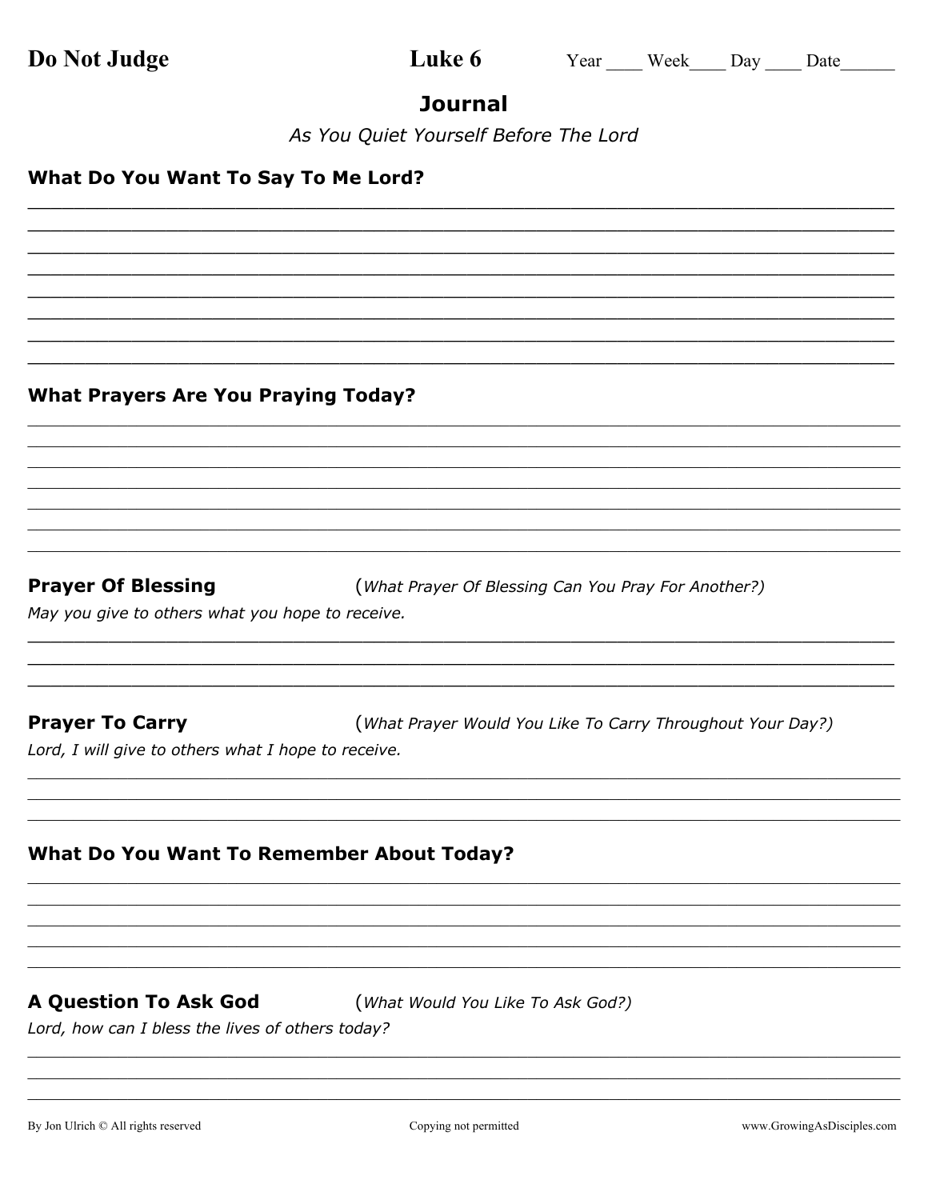**Do Not Judge** **Luke 6** Year ____ Week____ Day ____ Date______

## Journal

*As You Quiet Yourself Before The Lord*

### What Do You Want To Say To Me Lord?

________________________________________________________________________________
________________________________________________________________________________
________________________________________________________________________________
________________________________________________________________________________
________________________________________________________________________________
________________________________________________________________________________
________________________________________________________________________________
________________________________________________________________________________

### What Prayers Are You Praying Today?

________________________________________________________________________________
________________________________________________________________________________
________________________________________________________________________________
________________________________________________________________________________
________________________________________________________________________________
________________________________________________________________________________
________________________________________________________________________________

### Prayer Of Blessing (*What Prayer Of Blessing Can You Pray For Another?*)

*May you give to others what you hope to receive.*

________________________________________________________________________________
________________________________________________________________________________
________________________________________________________________________________

### Prayer To Carry (*What Prayer Would You Like To Carry Throughout Your Day?*)

*Lord, I will give to others what I hope to receive.*

________________________________________________________________________________
________________________________________________________________________________
________________________________________________________________________________

### What Do You Want To Remember About Today?

________________________________________________________________________________
________________________________________________________________________________
________________________________________________________________________________
________________________________________________________________________________
________________________________________________________________________________

### A Question To Ask God (*What Would You Like To Ask God?*)

*Lord, how can I bless the lives of others today?*

________________________________________________________________________________
________________________________________________________________________________
________________________________________________________________________________

By Jon Ulrich © All rights reserved Copying not permitted www.GrowingAsDisciples.com